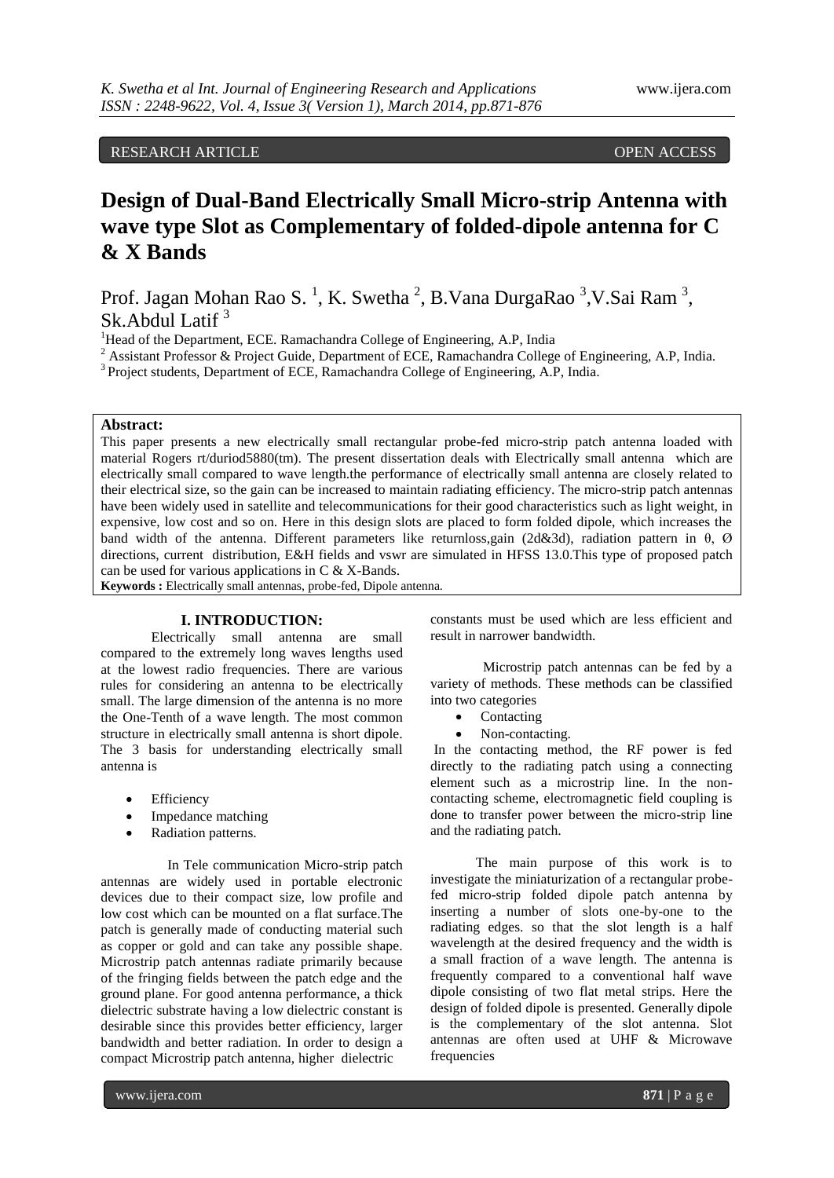RESEARCH ARTICLE OPEN ACCESS

# Design of Dual-Band Electrically Small Micro-strip Antenna with wave type Slot as Complementary of folded-dipole antenna for C & X Bands

Prof. Jagan Mohan Rao S. [1], K. Swetha [2], B.Vana DurgaRao [3],V.Sai Ram [3], Sk.Abdul Latif [3]

[1]Head of the Department, ECE. Ramachandra College of Engineering, A.P, India

[2] Assistant Professor & Project Guide, Department of ECE, Ramachandra College of Engineering, A.P, India.

[3] Project students, Department of ECE, Ramachandra College of Engineering, A.P, India.

**Abstract:**
This paper presents a new electrically small rectangular probe-fed micro-strip patch antenna loaded with material Rogers rt/duriod5880(tm). The present dissertation deals with Electrically small antenna which are electrically small compared to wave length.the performance of electrically small antenna are closely related to their electrical size, so the gain can be increased to maintain radiating efficiency. The micro-strip patch antennas have been widely used in satellite and telecommunications for their good characteristics such as light weight, in expensive, low cost and so on. Here in this design slots are placed to form folded dipole, which increases the band width of the antenna. Different parameters like returnloss,gain (2d&3d), radiation pattern in θ, Ø directions, current distribution, E&H fields and vswr are simulated in HFSS 13.0.This type of proposed patch can be used for various applications in C & X-Bands.

**Keywords :** Electrically small antennas, probe-fed, Dipole antenna.

## I. INTRODUCTION:

Electrically small antenna are small compared to the extremely long waves lengths used at the lowest radio frequencies. There are various rules for considering an antenna to be electrically small. The large dimension of the antenna is no more the One-Tenth of a wave length. The most common structure in electrically small antenna is short dipole. The 3 basis for understanding electrically small antenna is

- Efficiency
- Impedance matching
- Radiation patterns.

In Tele communication Micro-strip patch antennas are widely used in portable electronic devices due to their compact size, low profile and low cost which can be mounted on a flat surface.The patch is generally made of conducting material such as copper or gold and can take any possible shape. Microstrip patch antennas radiate primarily because of the fringing fields between the patch edge and the ground plane. For good antenna performance, a thick dielectric substrate having a low dielectric constant is desirable since this provides better efficiency, larger bandwidth and better radiation. In order to design a compact Microstrip patch antenna, higher dielectric constants must be used which are less efficient and result in narrower bandwidth.

Microstrip patch antennas can be fed by a variety of methods. These methods can be classified into two categories

- Contacting
- Non-contacting.

In the contacting method, the RF power is fed directly to the radiating patch using a connecting element such as a microstrip line. In the non-contacting scheme, electromagnetic field coupling is done to transfer power between the micro-strip line and the radiating patch.

The main purpose of this work is to investigate the miniaturization of a rectangular probe-fed micro-strip folded dipole patch antenna by inserting a number of slots one-by-one to the radiating edges. so that the slot length is a half wavelength at the desired frequency and the width is a small fraction of a wave length. The antenna is frequently compared to a conventional half wave dipole consisting of two flat metal strips. Here the design of folded dipole is presented. Generally dipole is the complementary of the slot antenna. Slot antennas are often used at UHF & Microwave frequencies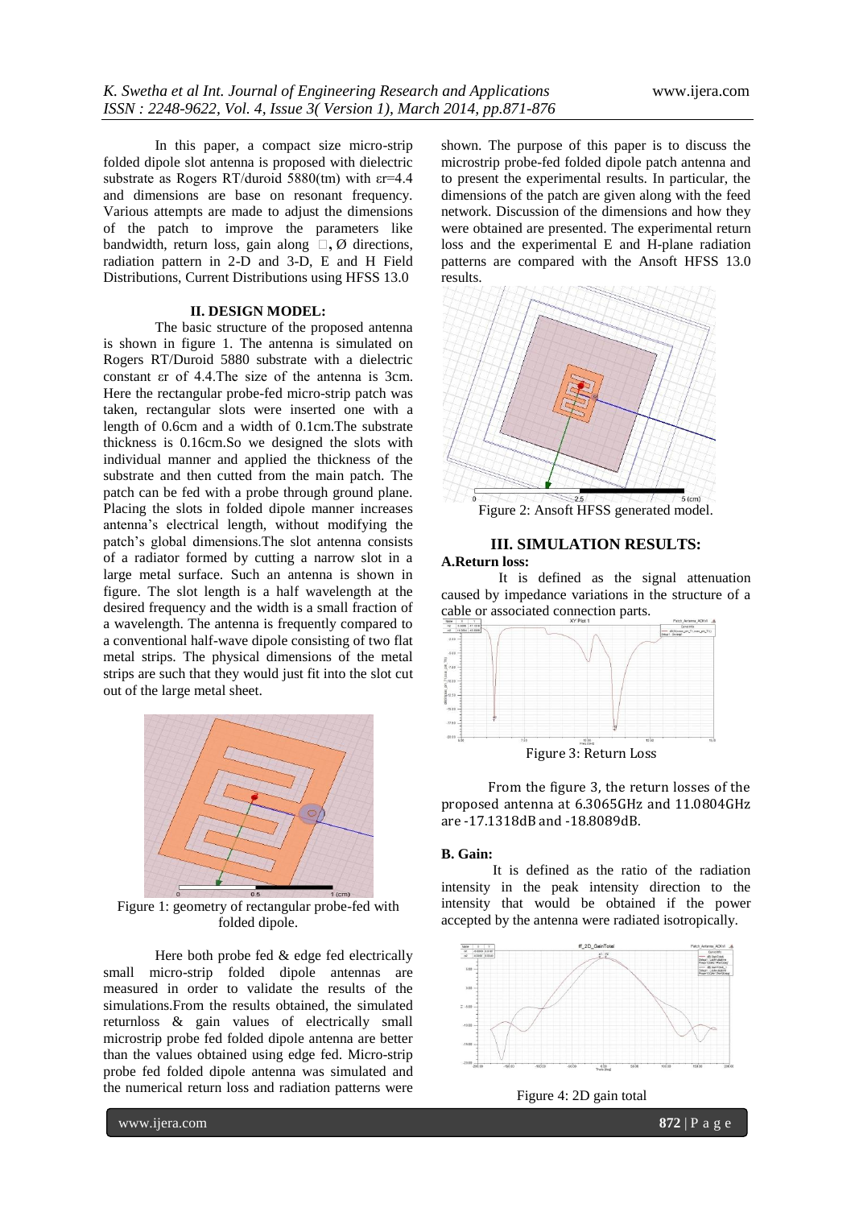In this paper, a compact size micro-strip folded dipole slot antenna is proposed with dielectric substrate as Rogers RT/duroid 5880(tm) with εr=4.4 and dimensions are base on resonant frequency. Various attempts are made to adjust the dimensions of the patch to improve the parameters like bandwidth, return loss, gain along □, Ø directions, radiation pattern in 2-D and 3-D, E and H Field Distributions, Current Distributions using HFSS 13.0

## II. DESIGN MODEL:

The basic structure of the proposed antenna is shown in figure 1. The antenna is simulated on Rogers RT/Duroid 5880 substrate with a dielectric constant εr of 4.4.The size of the antenna is 3cm. Here the rectangular probe-fed micro-strip patch was taken, rectangular slots were inserted one with a length of 0.6cm and a width of 0.1cm.The substrate thickness is 0.16cm.So we designed the slots with individual manner and applied the thickness of the substrate and then cutted from the main patch. The patch can be fed with a probe through ground plane. Placing the slots in folded dipole manner increases antenna's electrical length, without modifying the patch's global dimensions.The slot antenna consists of a radiator formed by cutting a narrow slot in a large metal surface. Such an antenna is shown in figure. The slot length is a half wavelength at the desired frequency and the width is a small fraction of a wavelength. The antenna is frequently compared to a conventional half-wave dipole consisting of two flat metal strips. The physical dimensions of the metal strips are such that they would just fit into the slot cut out of the large metal sheet.

Figure 1: geometry of rectangular probe-fed with folded dipole.

Here both probe fed & edge fed electrically small micro-strip folded dipole antennas are measured in order to validate the results of the simulations.From the results obtained, the simulated returnloss & gain values of electrically small microstrip probe fed folded dipole antenna are better than the values obtained using edge fed. Micro-strip probe fed folded dipole antenna was simulated and the numerical return loss and radiation patterns were shown. The purpose of this paper is to discuss the microstrip probe-fed folded dipole patch antenna and to present the experimental results. In particular, the dimensions of the patch are given along with the feed network. Discussion of the dimensions and how they were obtained are presented. The experimental return loss and the experimental E and H-plane radiation patterns are compared with the Ansoft HFSS 13.0 results.

Figure 2: Ansoft HFSS generated model.

## III. SIMULATION RESULTS:

### A.Return loss:

It is defined as the signal attenuation caused by impedance variations in the structure of a cable or associated connection parts.

Figure 3: Return Loss

From the figure 3, the return losses of the proposed antenna at 6.3065GHz and 11.0804GHz are -17.1318dB and -18.8089dB.

### B. Gain:

It is defined as the ratio of the radiation intensity in the peak intensity direction to the intensity that would be obtained if the power accepted by the antenna were radiated isotropically.

Figure 4: 2D gain total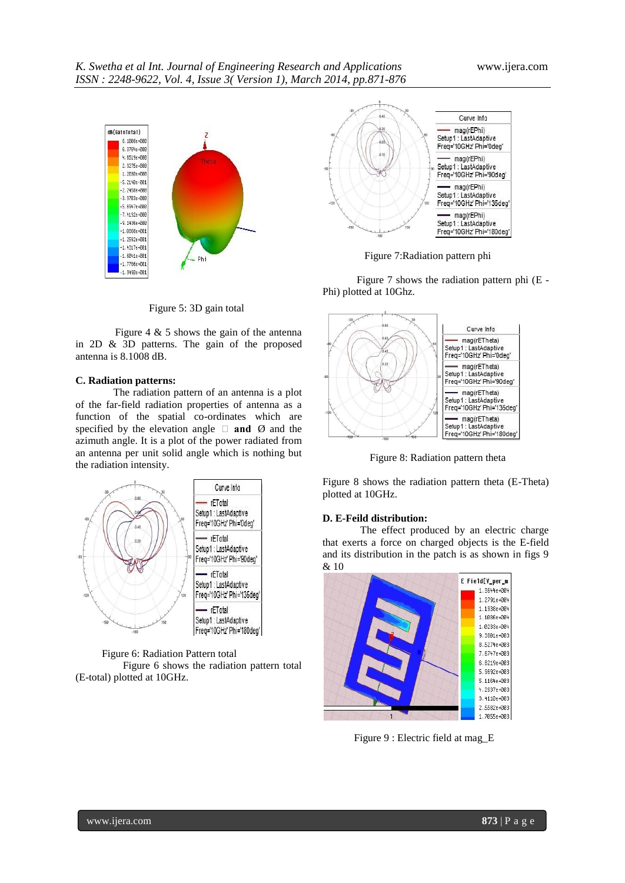Figure 5: 3D gain total

Figure 4 & 5 shows the gain of the antenna in 2D & 3D patterns. The gain of the proposed antenna is 8.1008 dB.

**C. Radiation patterns:**

The radiation pattern of an antenna is a plot of the far-field radiation properties of antenna as a function of the spatial co-ordinates which are specified by the elevation angle  **and** Ø and the azimuth angle. It is a plot of the power radiated from an antenna per unit solid angle which is nothing but the radiation intensity.

Figure 6: Radiation Pattern total

Figure 6 shows the radiation pattern total (E-total) plotted at 10GHz.

Figure 7:Radiation pattern phi

Figure 7 shows the radiation pattern phi (E - Phi) plotted at 10Ghz.

Figure 8: Radiation pattern theta

Figure 8 shows the radiation pattern theta (E-Theta) plotted at 10GHz.

**D. E-Feild distribution:**

The effect produced by an electric charge that exerts a force on charged objects is the E-field and its distribution in the patch is as shown in figs 9 & 10

Figure 9 : Electric field at mag_E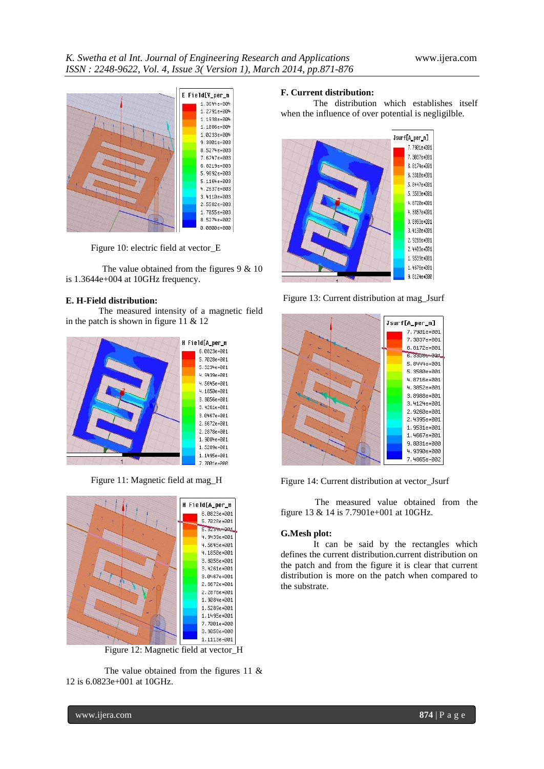Figure 10: electric field at vector_E

The value obtained from the figures 9 & 10 is 1.3644e+004 at 10GHz frequency.

**E. H-Field distribution:**

The measured intensity of a magnetic field in the patch is shown in figure 11 & 12

Figure 11: Magnetic field at mag_H

Figure 12: Magnetic field at vector_H

The value obtained from the figures 11 & 12 is 6.0823e+001 at 10GHz.

**F. Current distribution:**

The distribution which establishes itself when the influence of over potential is negligilble.

Figure 13: Current distribution at mag_Jsurf

Figure 14: Current distribution at vector_Jsurf

The measured value obtained from the figure 13 & 14 is 7.7901e+001 at 10GHz.

**G.Mesh plot:**

It can be said by the rectangles which defines the current distribution.current distribution on the patch and from the figure it is clear that current distribution is more on the patch when compared to the substrate.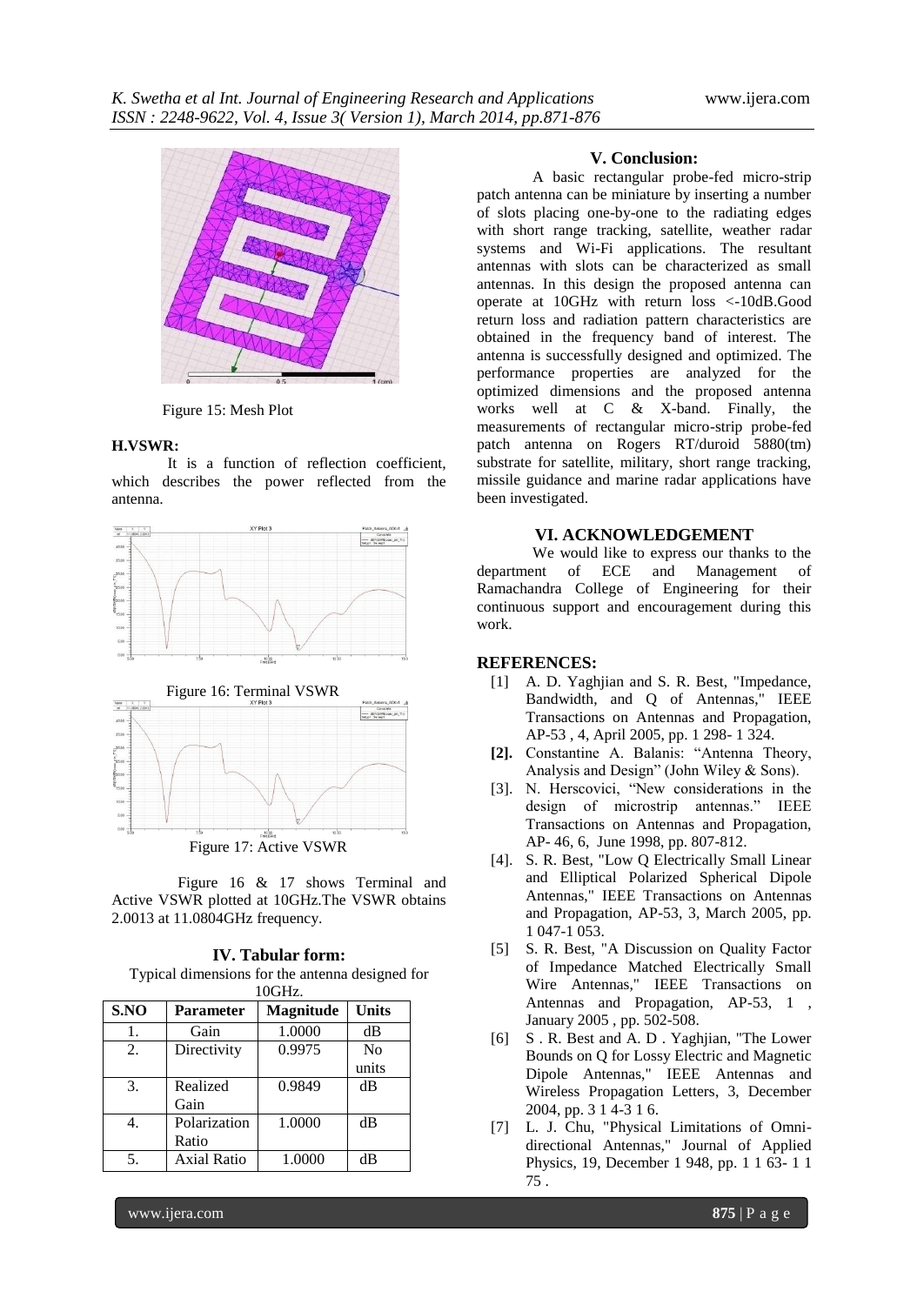Figure 15: Mesh Plot

### H.VSWR:

It is a function of reflection coefficient, which describes the power reflected from the antenna.

Figure 16: Terminal VSWR

Figure 17: Active VSWR

Figure 16 & 17 shows Terminal and Active VSWR plotted at 10GHz.The VSWR obtains 2.0013 at 11.0804GHz frequency.

## IV. Tabular form:

Typical dimensions for the antenna designed for 10GHz.

| S.NO | Parameter | Magnitude | Units |
|---|---|---|---|
| 1. | Gain | 1.0000 | dB |
| 2. | Directivity | 0.9975 | No units |
| 3. | Realized Gain | 0.9849 | dB |
| 4. | Polarization Ratio | 1.0000 | dB |
| 5. | Axial Ratio | 1.0000 | dB |

## V. Conclusion:

A basic rectangular probe-fed micro-strip patch antenna can be miniature by inserting a number of slots placing one-by-one to the radiating edges with short range tracking, satellite, weather radar systems and Wi-Fi applications. The resultant antennas with slots can be characterized as small antennas. In this design the proposed antenna can operate at 10GHz with return loss <-10dB.Good return loss and radiation pattern characteristics are obtained in the frequency band of interest. The antenna is successfully designed and optimized. The performance properties are analyzed for the optimized dimensions and the proposed antenna works well at C & X-band. Finally, the measurements of rectangular micro-strip probe-fed patch antenna on Rogers RT/duroid 5880(tm) substrate for satellite, military, short range tracking, missile guidance and marine radar applications have been investigated.

## VI. ACKNOWLEDGEMENT

We would like to express our thanks to the department of ECE and Management of Ramachandra College of Engineering for their continuous support and encouragement during this work.

## REFERENCES:

[1] A. D. Yaghjian and S. R. Best, "Impedance, Bandwidth, and Q of Antennas," IEEE Transactions on Antennas and Propagation, AP-53 , 4, April 2005, pp. 1 298- 1 324.

**[2].** Constantine A. Balanis: "Antenna Theory, Analysis and Design" (John Wiley & Sons).

[3]. N. Herscovici, "New considerations in the design of microstrip antennas." IEEE Transactions on Antennas and Propagation, AP- 46, 6, June 1998, pp. 807-812.

[4]. S. R. Best, "Low Q Electrically Small Linear and Elliptical Polarized Spherical Dipole Antennas," IEEE Transactions on Antennas and Propagation, AP-53, 3, March 2005, pp. 1 047-1 053.

[5] S. R. Best, "A Discussion on Quality Factor of Impedance Matched Electrically Small Wire Antennas," IEEE Transactions on Antennas and Propagation, AP-53, 1 , January 2005 , pp. 502-508.

[6] S . R. Best and A. D . Yaghjian, "The Lower Bounds on Q for Lossy Electric and Magnetic Dipole Antennas," IEEE Antennas and Wireless Propagation Letters, 3, December 2004, pp. 3 1 4-3 1 6.

[7] L. J. Chu, "Physical Limitations of Omni-directional Antennas," Journal of Applied Physics, 19, December 1 948, pp. 1 1 63- 1 1 75 .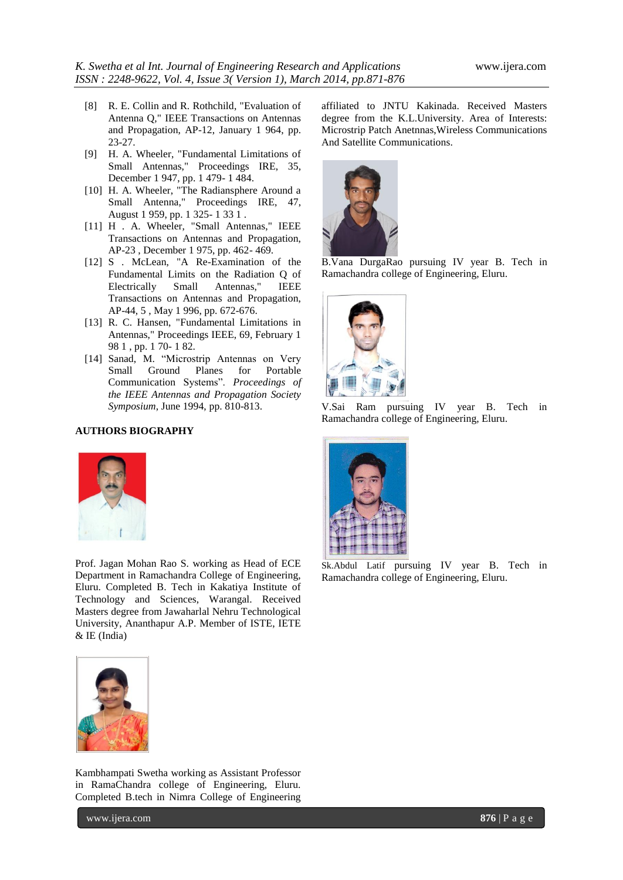[8] R. E. Collin and R. Rothchild, "Evaluation of Antenna Q," IEEE Transactions on Antennas and Propagation, AP-12, January 1 964, pp. 23-27.

[9] H. A. Wheeler, "Fundamental Limitations of Small Antennas," Proceedings IRE, 35, December 1 947, pp. 1 479- 1 484.

[10] H. A. Wheeler, "The Radiansphere Around a Small Antenna," Proceedings IRE, 47, August 1 959, pp. 1 325- 1 33 1 .

[11] H . A. Wheeler, "Small Antennas," IEEE Transactions on Antennas and Propagation, AP-23 , December 1 975, pp. 462- 469.

[12] S . McLean, "A Re-Examination of the Fundamental Limits on the Radiation Q of Electrically Small Antennas," IEEE Transactions on Antennas and Propagation, AP-44, 5 , May 1 996, pp. 672-676.

[13] R. C. Hansen, "Fundamental Limitations in Antennas," Proceedings IEEE, 69, February 1 98 1 , pp. 1 70- 1 82.

[14] Sanad, M. "Microstrip Antennas on Very Small Ground Planes for Portable Communication Systems". *Proceedings of the IEEE Antennas and Propagation Society Symposium*, June 1994, pp. 810-813.

## AUTHORS BIOGRAPHY

Prof. Jagan Mohan Rao S. working as Head of ECE Department in Ramachandra College of Engineering, Eluru. Completed B. Tech in Kakatiya Institute of Technology and Sciences, Warangal. Received Masters degree from Jawaharlal Nehru Technological University, Ananthapur A.P. Member of ISTE, IETE & IE (India)

Kambhampati Swetha working as Assistant Professor in RamaChandra college of Engineering, Eluru. Completed B.tech in Nimra College of Engineering affiliated to JNTU Kakinada. Received Masters degree from the K.L.University. Area of Interests: Microstrip Patch Anetnnas,Wireless Communications And Satellite Communications.

B.Vana DurgaRao pursuing IV year B. Tech in Ramachandra college of Engineering, Eluru.

V.Sai Ram pursuing IV year B. Tech in Ramachandra college of Engineering, Eluru.

Sk.Abdul Latif pursuing IV year B. Tech in Ramachandra college of Engineering, Eluru.